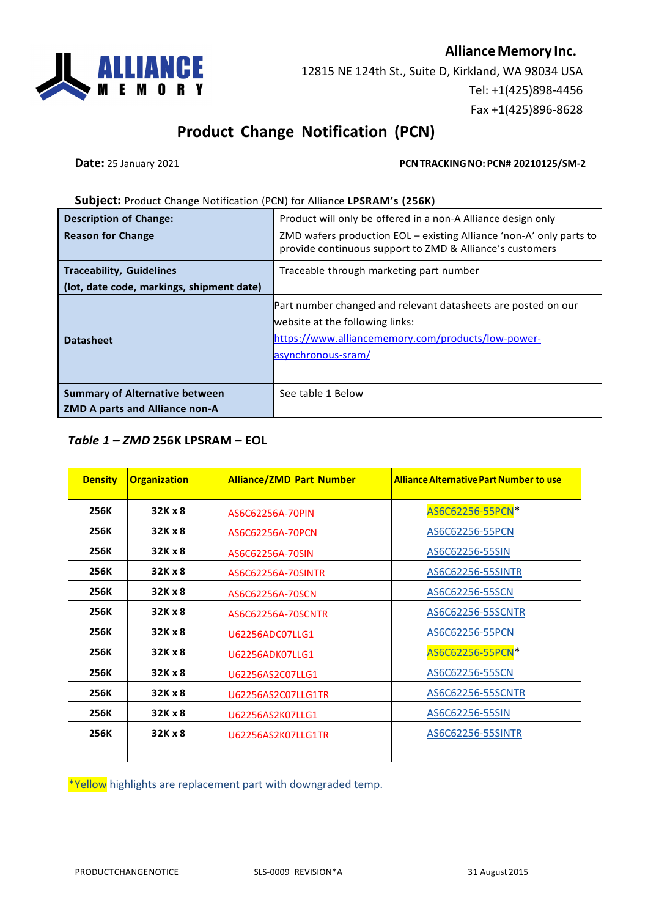**Alliance Memory Inc.**
12815 NE 124th St., Suite D, Kirkland, WA 98034 USA
Tel: +1(425)898-4456
Fax +1(425)896-8628

# Product Change Notification (PCN)

**Date:** 25 January 2021

**PCN TRACKING NO: PCN# 20210125/SM-2**

**Subject:** Product Change Notification (PCN) for Alliance **LPSRAM's (256K)**

| | |
|---|---|
| **Description of Change:** | Product will only be offered in a non-A Alliance design only |
| **Reason for Change** | ZMD wafers production EOL – existing Alliance 'non-A' only parts to provide continuous support to ZMD & Alliance's customers |
| **Traceability, Guidelines (lot, date code, markings, shipment date)** | Traceable through marketing part number |
| **Datasheet** | Part number changed and relevant datasheets are posted on our website at the following links: https://www.alliancememory.com/products/low-power-asynchronous-sram/ |
| **Summary of Alternative between ZMD A parts and Alliance non-A** | See table 1 Below |

### *Table 1 – ZMD* 256K LPSRAM – EOL

| Density | Organization | Alliance/ZMD Part Number | Alliance Alternative Part Number to use |
|---|---|---|---|
| 256K | 32K x 8 | AS6C62256A-70PIN | AS6C62256-55PCN* |
| 256K | 32K x 8 | AS6C62256A-70PCN | AS6C62256-55PCN |
| 256K | 32K x 8 | AS6C62256A-70SIN | AS6C62256-55SIN |
| 256K | 32K x 8 | AS6C62256A-70SINTR | AS6C62256-55SINTR |
| 256K | 32K x 8 | AS6C62256A-70SCN | AS6C62256-55SCN |
| 256K | 32K x 8 | AS6C62256A-70SCNTR | AS6C62256-55SCNTR |
| 256K | 32K x 8 | U62256ADC07LLG1 | AS6C62256-55PCN |
| 256K | 32K x 8 | U62256ADK07LLG1 | AS6C62256-55PCN* |
| 256K | 32K x 8 | U62256AS2C07LLG1 | AS6C62256-55SCN |
| 256K | 32K x 8 | U62256AS2C07LLG1TR | AS6C62256-55SCNTR |
| 256K | 32K x 8 | U62256AS2K07LLG1 | AS6C62256-55SIN |
| 256K | 32K x 8 | U62256AS2K07LLG1TR | AS6C62256-55SINTR |
| | | | |

*Yellow highlights are replacement part with downgraded temp.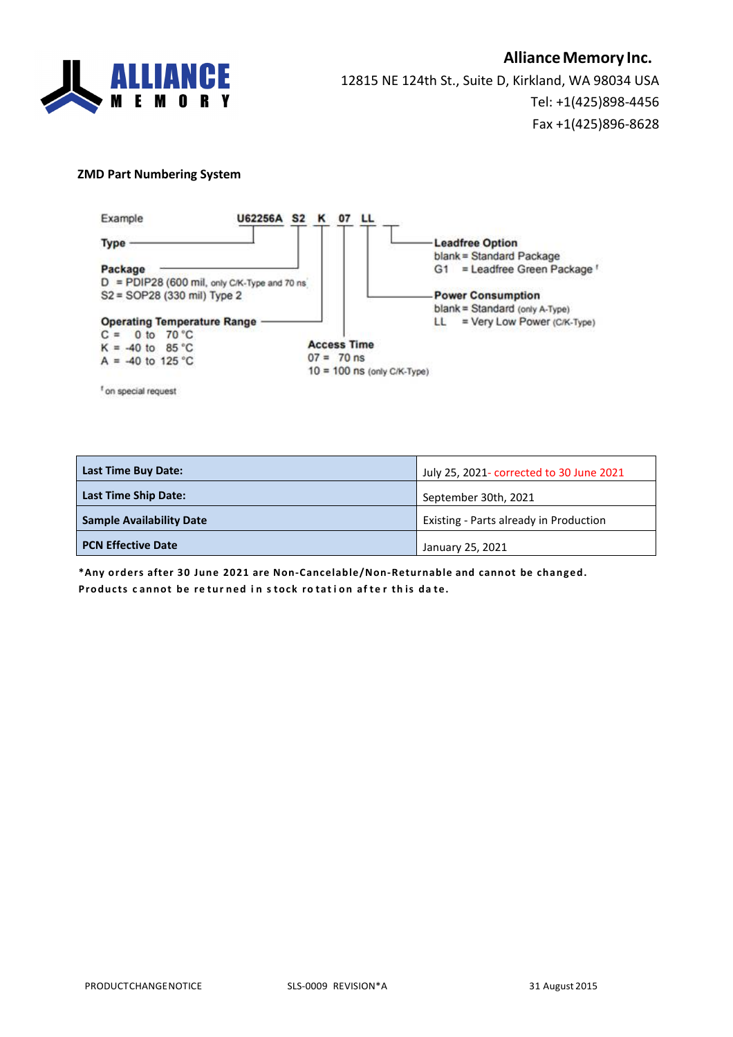**Alliance Memory Inc.**
12815 NE 124th St., Suite D, Kirkland, WA 98034 USA
Tel: +1(425)898-4456
Fax +1(425)896-8628

**ZMD Part Numbering System**

Example: **U62256A S2 K 07 LL**

**Type**

**Package**
D = PDIP28 (600 mil, only C/K-Type and 70 ns)
S2 = SOP28 (330 mil) Type 2

**Operating Temperature Range**
C = 0 to 70 °C
K = -40 to 85 °C
A = -40 to 125 °C

**Access Time**
07 = 70 ns
10 = 100 ns (only C/K-Type)

**Power Consumption**
blank = Standard (only A-Type)
LL = Very Low Power (C/K-Type)

**Leadfree Option**
blank = Standard Package
G1 = Leadfree Green Package [†]

[†] on special request

| **Last Time Buy Date:** | July 25, 2021- corrected to 30 June 2021 |
|---|---|
| **Last Time Ship Date:** | September 30th, 2021 |
| **Sample Availability Date** | Existing - Parts already in Production |
| **PCN Effective Date** | January 25, 2021 |

**\*Any orders after 30 June 2021 are Non-Cancelable/Non-Returnable and cannot be changed. Products cannot be returned in stock rotation after this date.**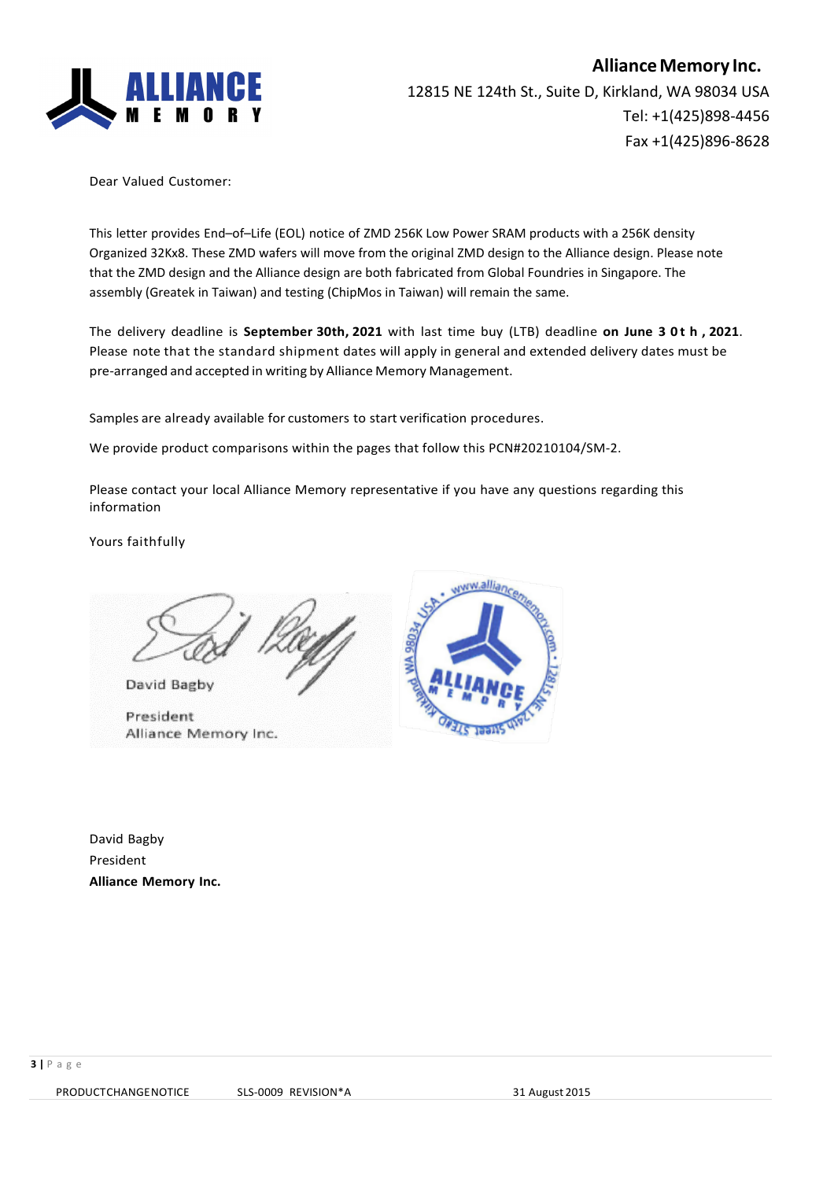**Alliance Memory Inc.**
12815 NE 124th St., Suite D, Kirkland, WA 98034 USA
Tel: +1(425)898-4456
Fax +1(425)896-8628

Dear Valued Customer:

This letter provides End–of–Life (EOL) notice of ZMD 256K Low Power SRAM products with a 256K density Organized 32Kx8. These ZMD wafers will move from the original ZMD design to the Alliance design. Please note that the ZMD design and the Alliance design are both fabricated from Global Foundries in Singapore. The assembly (Greatek in Taiwan) and testing (ChipMos in Taiwan) will remain the same.

The delivery deadline is **September 30th, 2021** with last time buy (LTB) deadline **on June 30th, 2021**. Please note that the standard shipment dates will apply in general and extended delivery dates must be pre-arranged and accepted in writing by Alliance Memory Management.

Samples are already available for customers to start verification procedures.

We provide product comparisons within the pages that follow this PCN#20210104/SM-2.

Please contact your local Alliance Memory representative if you have any questions regarding this information

Yours faithfully

David Bagby
President
Alliance Memory Inc.

David Bagby
President
**Alliance Memory Inc.**

PRODUCT CHANGE NOTICE SLS-0009 REVISION*A 31 August 2015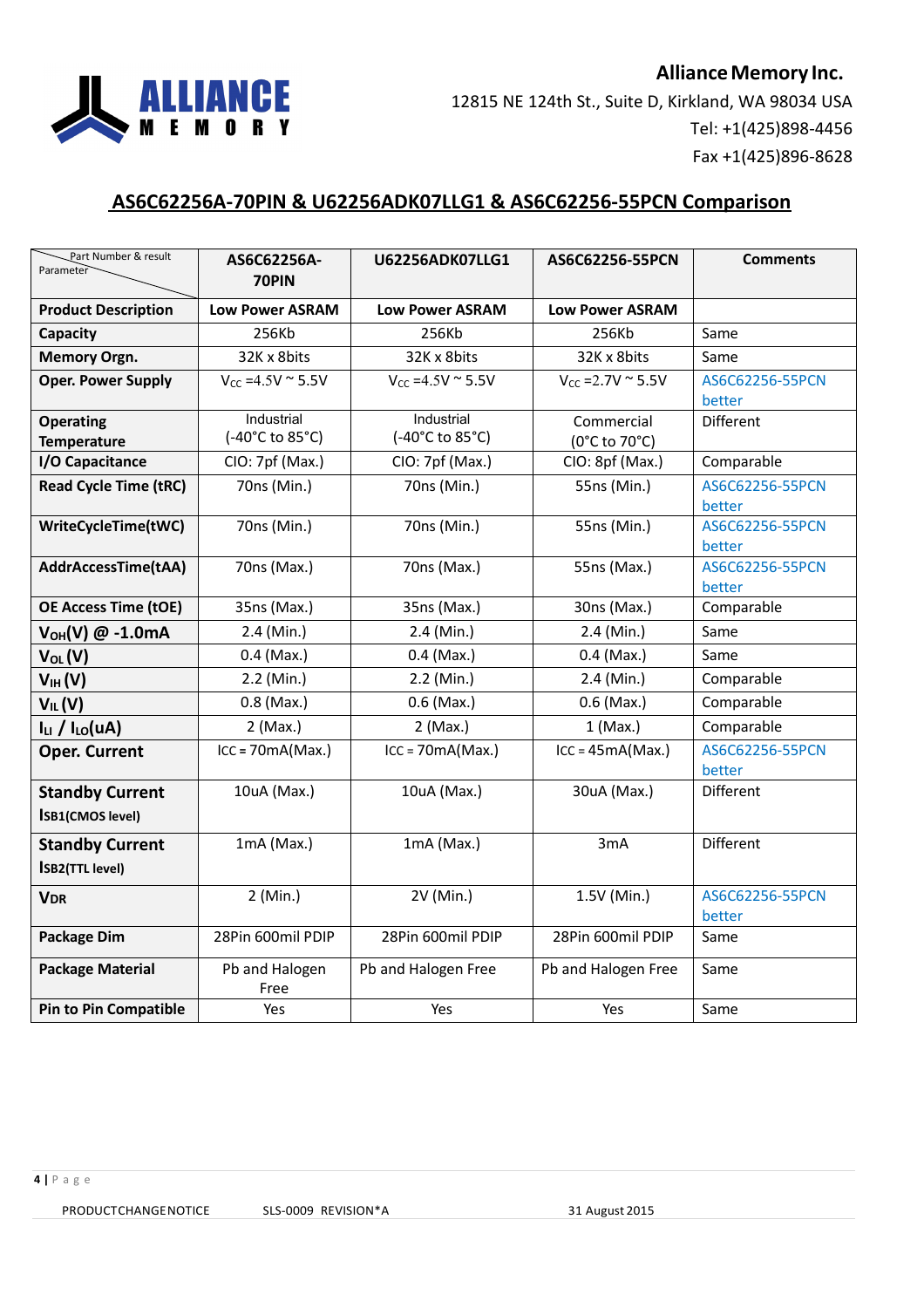Alliance Memory Inc.
12815 NE 124th St., Suite D, Kirkland, WA 98034 USA
Tel: +1(425)898-4456
Fax +1(425)896-8628

## AS6C62256A-70PIN & U62256ADK07LLG1 & AS6C62256-55PCN Comparison

| Parameter / Part Number & result | AS6C62256A-70PIN | U62256ADK07LLG1 | AS6C62256-55PCN | Comments |
|---|---|---|---|---|
| **Product Description** | **Low Power ASRAM** | **Low Power ASRAM** | **Low Power ASRAM** | |
| **Capacity** | 256Kb | 256Kb | 256Kb | Same |
| **Memory Orgn.** | 32K x 8bits | 32K x 8bits | 32K x 8bits | Same |
| **Oper. Power Supply** | $V_{CC}$ =4.5V ~ 5.5V | $V_{CC}$ =4.5V ~ 5.5V | $V_{CC}$ =2.7V ~ 5.5V | AS6C62256-55PCN better |
| **Operating Temperature** | Industrial (-40°C to 85°C) | Industrial (-40°C to 85°C) | Commercial (0°C to 70°C) | Different |
| **I/O Capacitance** | CIO: 7pf (Max.) | CIO: 7pf (Max.) | CIO: 8pf (Max.) | Comparable |
| **Read Cycle Time (tRC)** | 70ns (Min.) | 70ns (Min.) | 55ns (Min.) | AS6C62256-55PCN better |
| **WriteCycleTime(tWC)** | 70ns (Min.) | 70ns (Min.) | 55ns (Min.) | AS6C62256-55PCN better |
| **AddrAccessTime(tAA)** | 70ns (Max.) | 70ns (Max.) | 55ns (Max.) | AS6C62256-55PCN better |
| **OE Access Time (tOE)** | 35ns (Max.) | 35ns (Max.) | 30ns (Max.) | Comparable |
| **$V_{OH}$(V) @ -1.0mA** | 2.4 (Min.) | 2.4 (Min.) | 2.4 (Min.) | Same |
| **$V_{OL}$ (V)** | 0.4 (Max.) | 0.4 (Max.) | 0.4 (Max.) | Same |
| **$V_{IH}$ (V)** | 2.2 (Min.) | 2.2 (Min.) | 2.4 (Min.) | Comparable |
| **$V_{IL}$ (V)** | 0.8 (Max.) | 0.6 (Max.) | 0.6 (Max.) | Comparable |
| **$I_{LI}$ / $I_{LO}$(uA)** | 2 (Max.) | 2 (Max.) | 1 (Max.) | Comparable |
| **Oper. Current** | ICC = 70mA(Max.) | ICC = 70mA(Max.) | ICC = 45mA(Max.) | AS6C62256-55PCN better |
| **Standby Current $I_{SB1}$(CMOS level)** | 10uA (Max.) | 10uA (Max.) | 30uA (Max.) | Different |
| **Standby Current $I_{SB2}$(TTL level)** | 1mA (Max.) | 1mA (Max.) | 3mA | Different |
| **$V_{DR}$** | 2 (Min.) | 2V (Min.) | 1.5V (Min.) | AS6C62256-55PCN better |
| **Package Dim** | 28Pin 600mil PDIP | 28Pin 600mil PDIP | 28Pin 600mil PDIP | Same |
| **Package Material** | Pb and Halogen Free | Pb and Halogen Free | Pb and Halogen Free | Same |
| **Pin to Pin Compatible** | Yes | Yes | Yes | Same |

PRODUCTCHANGENOTICE SLS-0009 REVISION*A 31 August 2015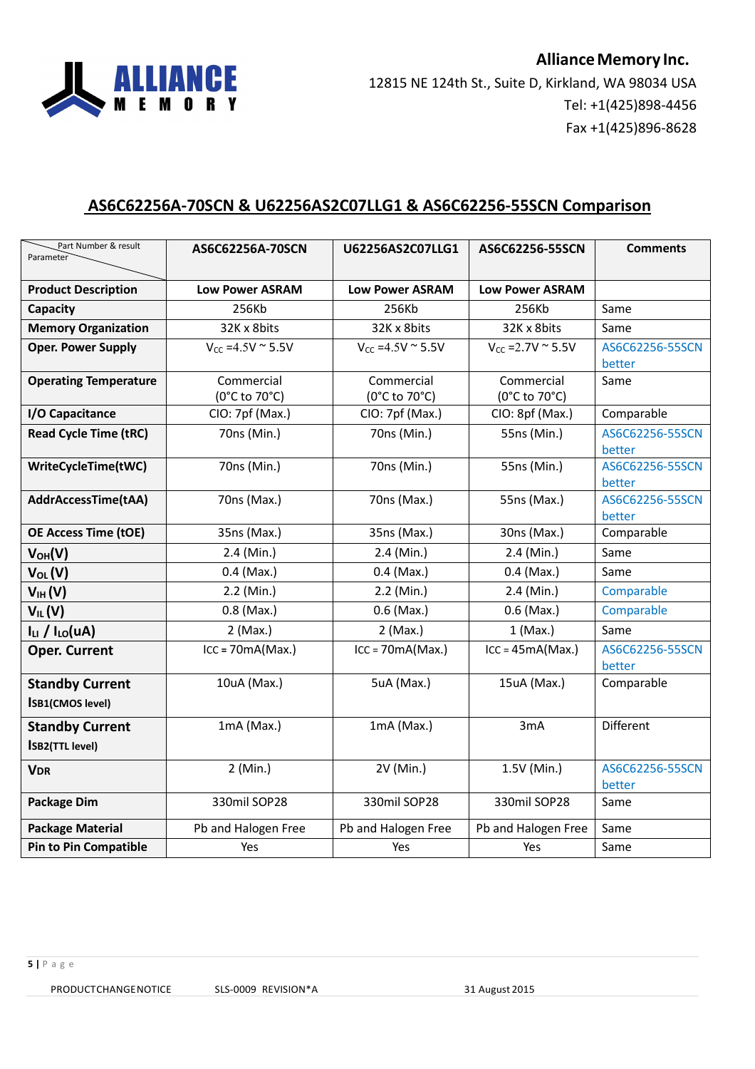Alliance Memory Inc.
12815 NE 124th St., Suite D, Kirkland, WA 98034 USA
Tel: +1(425)898-4456
Fax +1(425)896-8628

## AS6C62256A-70SCN & U62256AS2C07LLG1 & AS6C62256-55SCN Comparison

| Parameter / Part Number & result | AS6C62256A-70SCN | U62256AS2C07LLG1 | AS6C62256-55SCN | Comments |
|---|---|---|---|---|
| **Product Description** | **Low Power ASRAM** | **Low Power ASRAM** | **Low Power ASRAM** | |
| **Capacity** | 256Kb | 256Kb | 256Kb | Same |
| **Memory Organization** | 32K x 8bits | 32K x 8bits | 32K x 8bits | Same |
| **Oper. Power Supply** | $V_{CC}$ =4.5V ~ 5.5V | $V_{CC}$ =4.5V ~ 5.5V | $V_{CC}$ =2.7V ~ 5.5V | AS6C62256-55SCN better |
| **Operating Temperature** | Commercial (0°C to 70°C) | Commercial (0°C to 70°C) | Commercial (0°C to 70°C) | Same |
| **I/O Capacitance** | CIO: 7pf (Max.) | CIO: 7pf (Max.) | CIO: 8pf (Max.) | Comparable |
| **Read Cycle Time (tRC)** | 70ns (Min.) | 70ns (Min.) | 55ns (Min.) | AS6C62256-55SCN better |
| **WriteCycleTime(tWC)** | 70ns (Min.) | 70ns (Min.) | 55ns (Min.) | AS6C62256-55SCN better |
| **AddrAccessTime(tAA)** | 70ns (Max.) | 70ns (Max.) | 55ns (Max.) | AS6C62256-55SCN better |
| **OE Access Time (tOE)** | 35ns (Max.) | 35ns (Max.) | 30ns (Max.) | Comparable |
| **$V_{OH}$(V)** | 2.4 (Min.) | 2.4 (Min.) | 2.4 (Min.) | Same |
| **$V_{OL}$ (V)** | 0.4 (Max.) | 0.4 (Max.) | 0.4 (Max.) | Same |
| **$V_{IH}$ (V)** | 2.2 (Min.) | 2.2 (Min.) | 2.4 (Min.) | Comparable |
| **$V_{IL}$ (V)** | 0.8 (Max.) | 0.6 (Max.) | 0.6 (Max.) | Comparable |
| **$I_{LI}$ / $I_{LO}$(uA)** | 2 (Max.) | 2 (Max.) | 1 (Max.) | Same |
| **Oper. Current** | ICC = 70mA(Max.) | ICC = 70mA(Max.) | ICC = 45mA(Max.) | AS6C62256-55SCN better |
| **Standby Current $I_{SB1}$(CMOS level)** | 10uA (Max.) | 5uA (Max.) | 15uA (Max.) | Comparable |
| **Standby Current $I_{SB2}$(TTL level)** | 1mA (Max.) | 1mA (Max.) | 3mA | Different |
| **$V_{DR}$** | 2 (Min.) | 2V (Min.) | 1.5V (Min.) | AS6C62256-55SCN better |
| **Package Dim** | 330mil SOP28 | 330mil SOP28 | 330mil SOP28 | Same |
| **Package Material** | Pb and Halogen Free | Pb and Halogen Free | Pb and Halogen Free | Same |
| **Pin to Pin Compatible** | Yes | Yes | Yes | Same |

PRODUCTCHANGENOTICE SLS-0009 REVISION*A 31 August 2015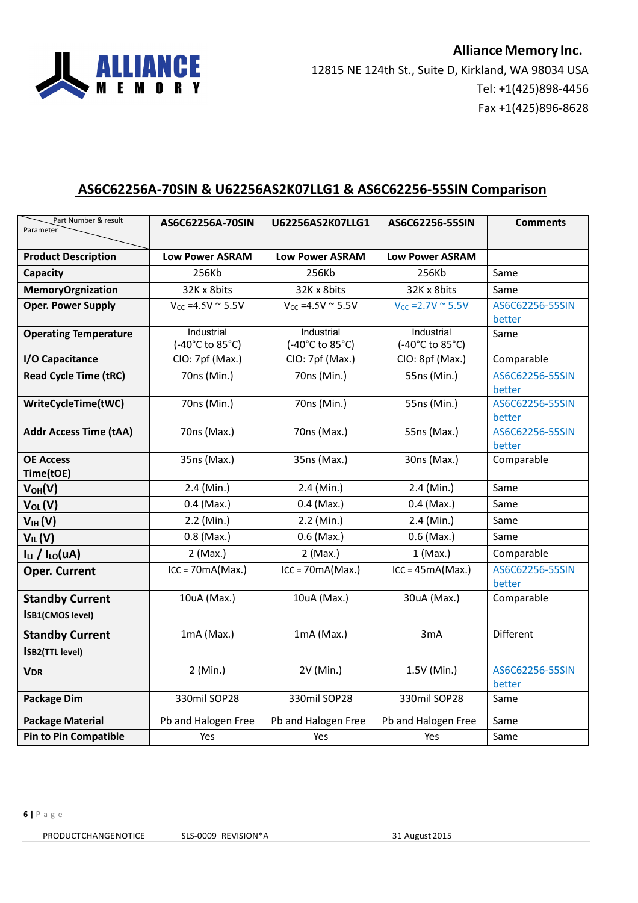**Alliance Memory Inc.**
12815 NE 124th St., Suite D, Kirkland, WA 98034 USA
Tel: +1(425)898-4456
Fax +1(425)896-8628

## AS6C62256A-70SIN & U62256AS2K07LLG1 & AS6C62256-55SIN Comparison

| Parameter \ Part Number & result | AS6C62256A-70SIN | U62256AS2K07LLG1 | AS6C62256-55SIN | Comments |
|---|---|---|---|---|
| **Product Description** | Low Power ASRAM | Low Power ASRAM | Low Power ASRAM | |
| **Capacity** | 256Kb | 256Kb | 256Kb | Same |
| **MemoryOrgnization** | 32K x 8bits | 32K x 8bits | 32K x 8bits | Same |
| **Oper. Power Supply** | $V_{CC}$ =4.5V ~ 5.5V | $V_{CC}$ =4.5V ~ 5.5V | $V_{CC}$ =2.7V ~ 5.5V | AS6C62256-55SIN better |
| **Operating Temperature** | Industrial (-40°C to 85°C) | Industrial (-40°C to 85°C) | Industrial (-40°C to 85°C) | Same |
| **I/O Capacitance** | CIO: 7pf (Max.) | CIO: 7pf (Max.) | CIO: 8pf (Max.) | Comparable |
| **Read Cycle Time (tRC)** | 70ns (Min.) | 70ns (Min.) | 55ns (Min.) | AS6C62256-55SIN better |
| **WriteCycleTime(tWC)** | 70ns (Min.) | 70ns (Min.) | 55ns (Min.) | AS6C62256-55SIN better |
| **Addr Access Time (tAA)** | 70ns (Max.) | 70ns (Max.) | 55ns (Max.) | AS6C62256-55SIN better |
| **OE Access Time(tOE)** | 35ns (Max.) | 35ns (Max.) | 30ns (Max.) | Comparable |
| **$V_{OH}$(V)** | 2.4 (Min.) | 2.4 (Min.) | 2.4 (Min.) | Same |
| **$V_{OL}$ (V)** | 0.4 (Max.) | 0.4 (Max.) | 0.4 (Max.) | Same |
| **$V_{IH}$ (V)** | 2.2 (Min.) | 2.2 (Min.) | 2.4 (Min.) | Same |
| **$V_{IL}$ (V)** | 0.8 (Max.) | 0.6 (Max.) | 0.6 (Max.) | Same |
| **$I_{LI}$ / $I_{LO}$(uA)** | 2 (Max.) | 2 (Max.) | 1 (Max.) | Comparable |
| **Oper. Current** | ICC = 70mA(Max.) | ICC = 70mA(Max.) | ICC = 45mA(Max.) | AS6C62256-55SIN better |
| **Standby Current $I_{SB1}$(CMOS level)** | 10uA (Max.) | 10uA (Max.) | 30uA (Max.) | Comparable |
| **Standby Current $I_{SB2}$(TTL level)** | 1mA (Max.) | 1mA (Max.) | 3mA | Different |
| **$V_{DR}$** | 2 (Min.) | 2V (Min.) | 1.5V (Min.) | AS6C62256-55SIN better |
| **Package Dim** | 330mil SOP28 | 330mil SOP28 | 330mil SOP28 | Same |
| **Package Material** | Pb and Halogen Free | Pb and Halogen Free | Pb and Halogen Free | Same |
| **Pin to Pin Compatible** | Yes | Yes | Yes | Same |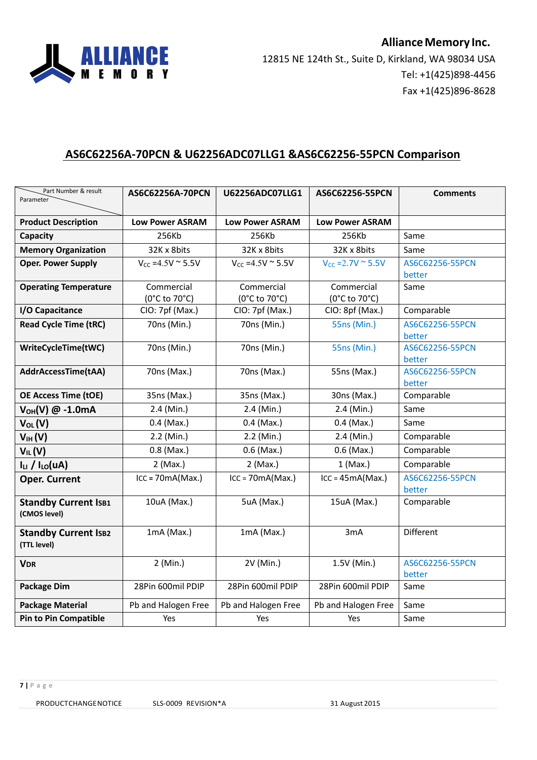Alliance Memory Inc.
12815 NE 124th St., Suite D, Kirkland, WA 98034 USA
Tel: +1(425)898-4456
Fax +1(425)896-8628

## AS6C62256A-70PCN & U62256ADC07LLG1 &AS6C62256-55PCN Comparison

| Parameter / Part Number & result | AS6C62256A-70PCN | U62256ADC07LLG1 | AS6C62256-55PCN | Comments |
|---|---|---|---|---|
| **Product Description** | **Low Power ASRAM** | **Low Power ASRAM** | **Low Power ASRAM** | |
| **Capacity** | 256Kb | 256Kb | 256Kb | Same |
| **Memory Organization** | 32K x 8bits | 32K x 8bits | 32K x 8bits | Same |
| **Oper. Power Supply** | $V_{CC}$ =4.5V ~ 5.5V | $V_{CC}$ =4.5V ~ 5.5V | $V_{CC}$ =2.7V ~ 5.5V | AS6C62256-55PCN better |
| **Operating Temperature** | Commercial (0°C to 70°C) | Commercial (0°C to 70°C) | Commercial (0°C to 70°C) | Same |
| **I/O Capacitance** | CIO: 7pf (Max.) | CIO: 7pf (Max.) | CIO: 8pf (Max.) | Comparable |
| **Read Cycle Time (tRC)** | 70ns (Min.) | 70ns (Min.) | 55ns (Min.) | AS6C62256-55PCN better |
| **WriteCycleTime(tWC)** | 70ns (Min.) | 70ns (Min.) | 55ns (Min.) | AS6C62256-55PCN better |
| **AddrAccessTime(tAA)** | 70ns (Max.) | 70ns (Max.) | 55ns (Max.) | AS6C62256-55PCN better |
| **OE Access Time (tOE)** | 35ns (Max.) | 35ns (Max.) | 30ns (Max.) | Comparable |
| **$V_{OH}$(V) @ -1.0mA** | 2.4 (Min.) | 2.4 (Min.) | 2.4 (Min.) | Same |
| **$V_{OL}$ (V)** | 0.4 (Max.) | 0.4 (Max.) | 0.4 (Max.) | Same |
| **$V_{IH}$ (V)** | 2.2 (Min.) | 2.2 (Min.) | 2.4 (Min.) | Comparable |
| **$V_{IL}$ (V)** | 0.8 (Max.) | 0.6 (Max.) | 0.6 (Max.) | Comparable |
| **$I_{LI}$ / $I_{LO}$(uA)** | 2 (Max.) | 2 (Max.) | 1 (Max.) | Comparable |
| **Oper. Current** | ICC = 70mA(Max.) | ICC = 70mA(Max.) | ICC = 45mA(Max.) | AS6C62256-55PCN better |
| **Standby Current $I_{SB1}$ (CMOS level)** | 10uA (Max.) | 5uA (Max.) | 15uA (Max.) | Comparable |
| **Standby Current $I_{SB2}$ (TTL level)** | 1mA (Max.) | 1mA (Max.) | 3mA | Different |
| **$V_{DR}$** | 2 (Min.) | 2V (Min.) | 1.5V (Min.) | AS6C62256-55PCN better |
| **Package Dim** | 28Pin 600mil PDIP | 28Pin 600mil PDIP | 28Pin 600mil PDIP | Same |
| **Package Material** | Pb and Halogen Free | Pb and Halogen Free | Pb and Halogen Free | Same |
| **Pin to Pin Compatible** | Yes | Yes | Yes | Same |

PRODUCTCHANGENOTICE SLS-0009 REVISION*A 31 August 2015